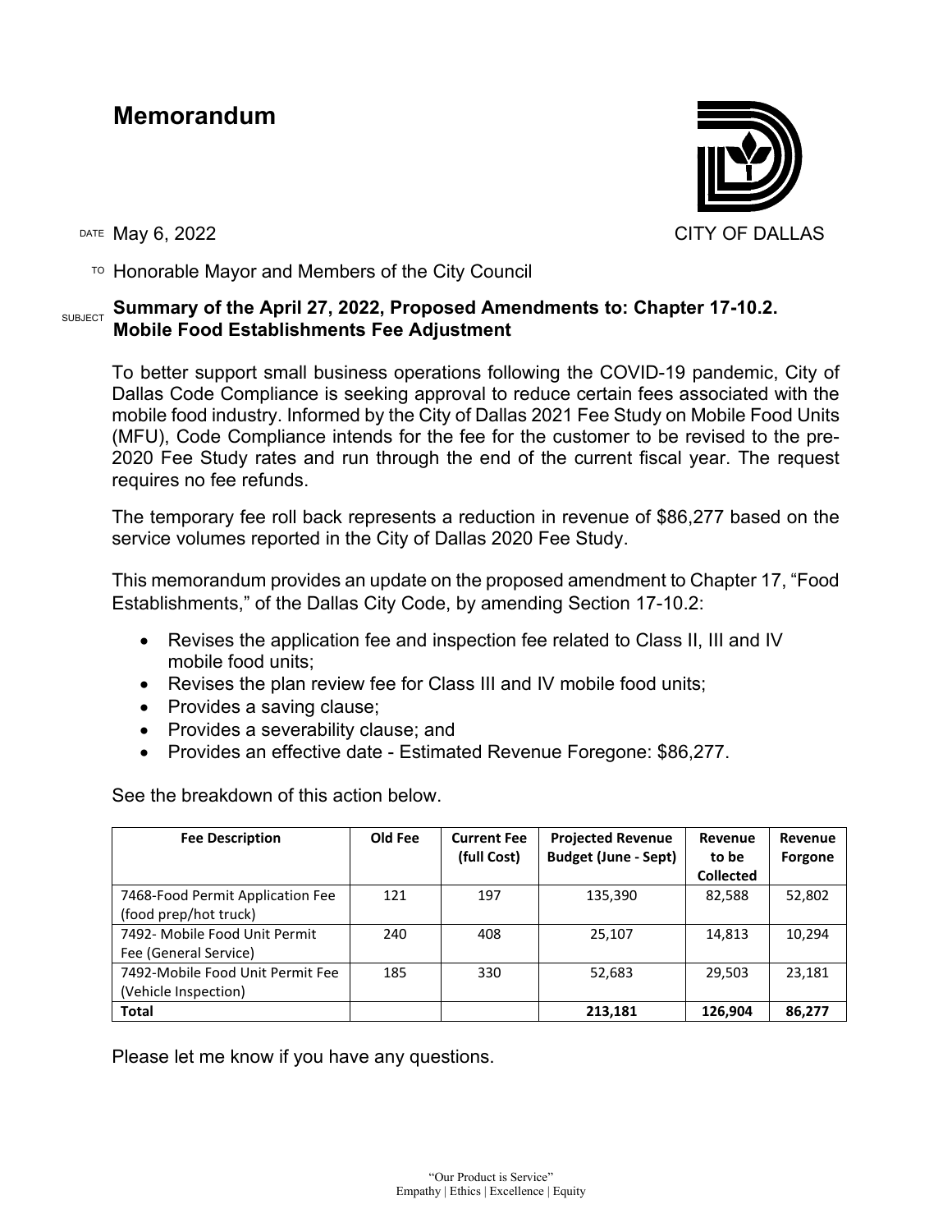# Memorandum

CITY OF DALLAS

DATE May 6, 2022

TO Honorable Mayor and Members of the City Council

SUBJECT **Summary of the April 27, 2022, Proposed Amendments to: Chapter 17-10.2. Mobile Food Establishments Fee Adjustment**

To better support small business operations following the COVID-19 pandemic, City of Dallas Code Compliance is seeking approval to reduce certain fees associated with the mobile food industry. Informed by the City of Dallas 2021 Fee Study on Mobile Food Units (MFU), Code Compliance intends for the fee for the customer to be revised to the pre-2020 Fee Study rates and run through the end of the current fiscal year. The request requires no fee refunds.

The temporary fee roll back represents a reduction in revenue of $86,277 based on the service volumes reported in the City of Dallas 2020 Fee Study.

This memorandum provides an update on the proposed amendment to Chapter 17, "Food Establishments," of the Dallas City Code, by amending Section 17-10.2:

- Revises the application fee and inspection fee related to Class II, III and IV mobile food units;
- Revises the plan review fee for Class III and IV mobile food units;
- Provides a saving clause;
- Provides a severability clause; and
- Provides an effective date - Estimated Revenue Foregone: $86,277.

See the breakdown of this action below.

| Fee Description | Old Fee | Current Fee (full Cost) | Projected Revenue Budget (June - Sept) | Revenue to be Collected | Revenue Forgone |
|---|---|---|---|---|---|
| 7468-Food Permit Application Fee (food prep/hot truck) | 121 | 197 | 135,390 | 82,588 | 52,802 |
| 7492- Mobile Food Unit Permit Fee (General Service) | 240 | 408 | 25,107 | 14,813 | 10,294 |
| 7492-Mobile Food Unit Permit Fee (Vehicle Inspection) | 185 | 330 | 52,683 | 29,503 | 23,181 |
| **Total** | | | **213,181** | **126,904** | **86,277** |

Please let me know if you have any questions.

"Our Product is Service"
Empathy | Ethics | Excellence | Equity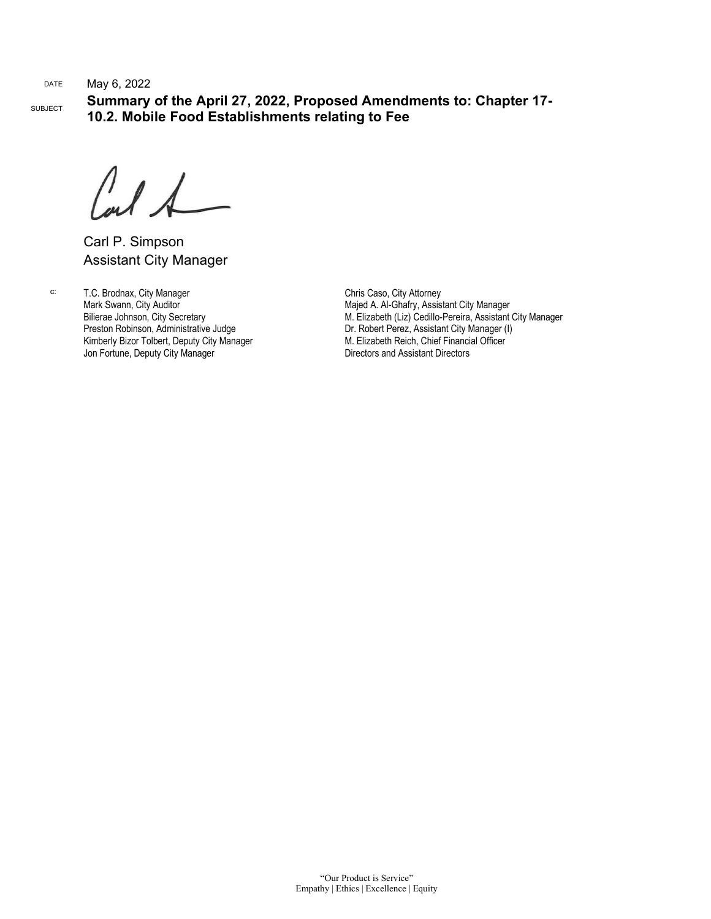DATE May 6, 2022

SUBJECT **Summary of the April 27, 2022, Proposed Amendments to: Chapter 17-10.2. Mobile Food Establishments relating to Fee**

Carl P. Simpson
Assistant City Manager

c:

T.C. Brodnax, City Manager
Mark Swann, City Auditor
Bilierae Johnson, City Secretary
Preston Robinson, Administrative Judge
Kimberly Bizor Tolbert, Deputy City Manager
Jon Fortune, Deputy City Manager

Chris Caso, City Attorney
Majed A. Al-Ghafry, Assistant City Manager
M. Elizabeth (Liz) Cedillo-Pereira, Assistant City Manager
Dr. Robert Perez, Assistant City Manager (I)
M. Elizabeth Reich, Chief Financial Officer
Directors and Assistant Directors

"Our Product is Service"
Empathy | Ethics | Excellence | Equity